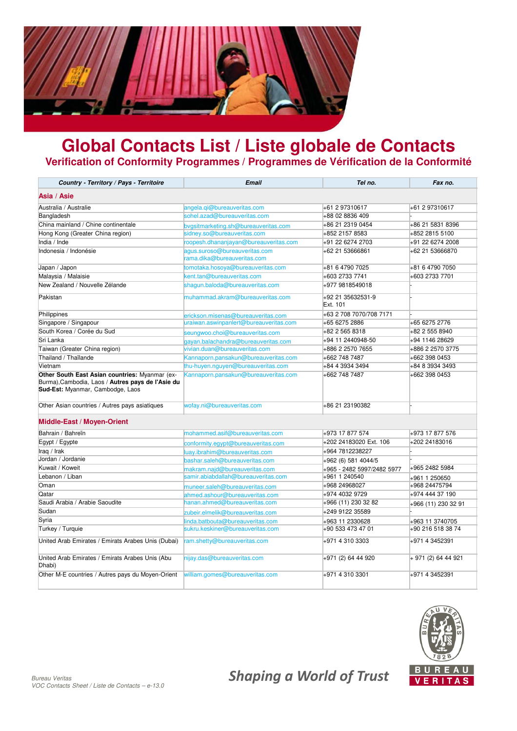# Global Contacts List / Liste globale de Contacts

## Verification of Conformity Programmes / Programmes de Vérification de la Conformité

| *Country - Territory / Pays - Territoire* | *Email* | *Tel no.* | *Fax no.* |
|---|---|---|---|
| **Asia / Asie** | | | |
| Australia / Australie | angela.qi@bureauveritas.com | +61 2 97310617 | +61 2 97310617 |
| Bangladesh | sohel.azad@bureauveritas.com | +88 02 8836 409 | - |
| China mainland / Chine continentale | bvgsitmarketing.sh@bureauveritas.com | +86 21 2319 0454 | +86 21 5831 8396 |
| Hong Kong (Greater China region) | sidney.so@bureauveritas.com | +852 2157 8583 | +852 2815 5100 |
| India / Inde | roopesh.dhananjayan@bureauveritas.com | +91 22 6274 2703 | +91 22 6274 2008 |
| Indonesia / Indonésie | agus.suroso@bureauveritas.com rama.dika@bureauveritas.com | +62 21 53666861 | +62 21 53666870 |
| Japan / Japon | tomotaka.hosoya@bureauveritas.com | +81 6 4790 7025 | +81 6 4790 7050 |
| Malaysia / Malaisie | kent.tan@bureauveritas.com | +603 2733 7741 | +603 2733 7701 |
| New Zealand / Nouvelle Zélande | shagun.baloda@bureauveritas.com | +977 9818549018 | - |
| Pakistan | muhammad.akram@bureauveritas.com | +92 21 35632531-9 Ext. 101 | - |
| Philippines | erickson.misenas@bureauveritas.com | +63 2 708 7070/708 7171 | - |
| Singapore / Singapour | uraiwan.aswinpanlert@bureauveritas.com | +65 6275 2886 | +65 6275 2776 |
| South Korea / Corée du Sud | seungwoo.choi@bureauveritas.com | +82 2 565 8318 | +82 2 555 8940 |
| Sri Lanka | gayan.balachandra@bureauveritas.com | +94 11 2440948-50 | +94 1146 28629 |
| Taiwan (Greater China region) | vivian.duan@bureauveritas.com | +886 2 2570 7655 | +886 2 2570 3775 |
| Thailand / Thaïlande | Kannaporn.pansakun@bureauveritas.com | +662 748 7487 | +662 398 0453 |
| Vietnam | thu-huyen.nguyen@bureauveritas.com | +84 4 3934 3494 | +84 8 3934 3493 |
| **Other South East Asian countries:** Myanmar (ex-Burma),Cambodia, Laos / **Autres pays de l'Asie du Sud-Est:** Myanmar, Cambodge, Laos | Kannaporn.pansakun@bureauveritas.com | +662 748 7487 | +662 398 0453 |
| Other Asian countries / Autres pays asiatiques | wofay.ni@bureauveritas.com | +86 21 23190382 | - |
| **Middle-East / Moyen-Orient** | | | |
| Bahrain / Bahreïn | mohammed.asif@bureauveritas.com | +973 17 877 574 | +973 17 877 576 |
| Egypt / Egypte | conformity.egypt@bureauveritas.com | +202 24183020 Ext. 106 | +202 24183016 |
| Iraq / Irak | luay.ibrahim@bureauveritas.com | +964 7812238227 | - |
| Jordan / Jordanie | bashar.saleh@bureauveritas.com | +962 (6) 581 4044/5 | - |
| Kuwait / Koweit | makram.najd@bureauveritas.com | +965 - 2482 5997/2482 5977 | +965 2482 5984 |
| Lebanon / Liban | samir.abiabdallah@bureauveritas.com | +961 1 240540 | +961 1 250650 |
| Oman | muneer.saleh@bureauveritas.com | +968 24968027 | +968 24475794 |
| Qatar | ahmed.ashour@bureauveritas.com | +974 4032 9729 | +974 444 37 190 |
| Saudi Arabia / Arabie Saoudite | hanan.ahmed@bureauveritas.com | +966 (11) 230 32 82 | +966 (11) 230 32 91 |
| Sudan | zubeir.elmelik@bureauveritas.com | +249 9122 35589 | - |
| Syria | linda.batbouta@bureauveritas.com | +963 11 2330628 | +963 11 3740705 |
| Turkey / Turquie | sukru.keskiner@bureauveritas.com | +90 533 473 47 01 | +90 216 518 38 74 |
| United Arab Emirates / Emirats Arabes Unis (Dubai) | ram.shetty@bureauveritas.com | +971 4 310 3303 | +971 4 3452391 |
| United Arab Emirates / Emirats Arabes Unis (Abu Dhabi) | nijay.das@bureauveritas.com | +971 (2) 64 44 920 | + 971 (2) 64 44 921 |
| Other M-E countries / Autres pays du Moyen-Orient | william.gomes@bureauveritas.com | +971 4 310 3301 | +971 4 3452391 |

*Bureau Veritas*
*VOC Contacts Sheet / Liste de Contacts – e-13.0*

*Shaping a World of Trust*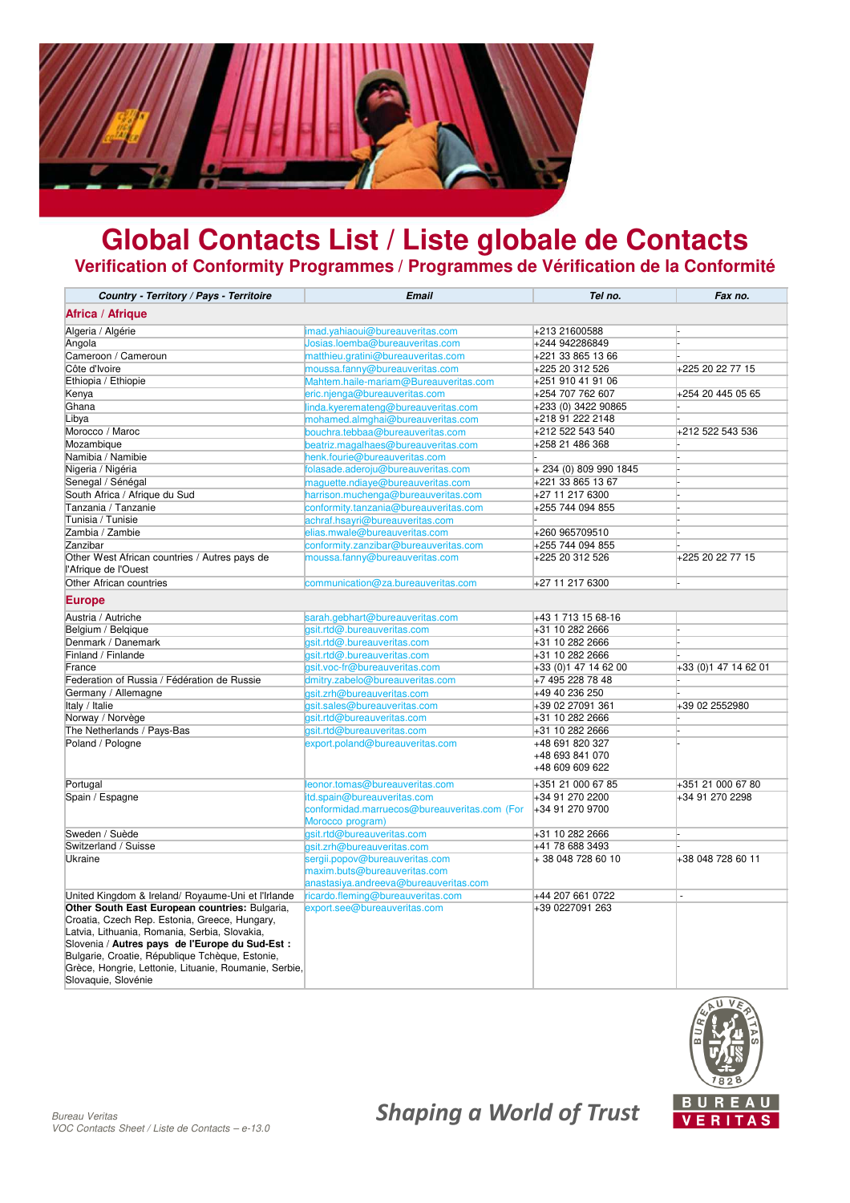# Global Contacts List / Liste globale de Contacts

## Verification of Conformity Programmes / Programmes de Vérification de la Conformité

| Country - Territory / Pays - Territoire | Email | Tel no. | Fax no. |
|---|---|---|---|
| **Africa / Afrique** | | | |
| Algeria / Algérie | imad.yahiaoui@bureauveritas.com | +213 21600588 | - |
| Angola | Josias.loemba@bureauveritas.com | +244 942286849 | - |
| Cameroon / Cameroun | matthieu.gratini@bureauveritas.com | +221 33 865 13 66 | - |
| Côte d'Ivoire | moussa.fanny@bureauveritas.com | +225 20 312 526 | +225 20 22 77 15 |
| Ethiopia / Ethiopie | Mahtem.haile-mariam@Bureauveritas.com | +251 910 41 91 06 | - |
| Kenya | eric.njenga@bureauveritas.com | +254 707 762 607 | +254 20 445 05 65 |
| Ghana | linda.kyeremateng@bureauveritas.com | +233 (0) 3422 90865 | - |
| Libya | mohamed.almghai@bureauveritas.com | +218 91 222 2148 | - |
| Morocco / Maroc | bouchra.tebbaa@bureauveritas.com | +212 522 543 540 | +212 522 543 536 |
| Mozambique | beatriz.magalhaes@bureauveritas.com | +258 21 486 368 | - |
| Namibia / Namibie | henk.fourie@bureauveritas.com | - | - |
| Nigeria / Nigéria | folasade.aderoju@bureauveritas.com | + 234 (0) 809 990 1845 | - |
| Senegal / Sénégal | maguette.ndiaye@bureauveritas.com | +221 33 865 13 67 | - |
| South Africa / Afrique du Sud | harrison.muchenga@bureauveritas.com | +27 11 217 6300 | - |
| Tanzania / Tanzanie | conformity.tanzania@bureauveritas.com | +255 744 094 855 | - |
| Tunisia / Tunisie | achraf.hsayri@bureauveritas.com | - | - |
| Zambia / Zambie | elias.mwale@bureauveritas.com | +260 965709510 | - |
| Zanzibar | conformity.zanzibar@bureauveritas.com | +255 744 094 855 | - |
| Other West African countries / Autres pays de l'Afrique de l'Ouest | moussa.fanny@bureauveritas.com | +225 20 312 526 | +225 20 22 77 15 |
| Other African countries | communication@za.bureauveritas.com | +27 11 217 6300 | - |
| **Europe** | | | |
| Austria / Autriche | sarah.gebhart@bureauveritas.com | +43 1 713 15 68-16 | |
| Belgium / Belgique | gsit.rtd@.bureauveritas.com | +31 10 282 2666 | - |
| Denmark / Danemark | gsit.rtd@.bureauveritas.com | +31 10 282 2666 | - |
| Finland / Finlande | gsit.rtd@.bureauveritas.com | +31 10 282 2666 | - |
| France | gsit.voc-fr@bureauveritas.com | +33 (0)1 47 14 62 00 | +33 (0)1 47 14 62 01 |
| Federation of Russia / Fédération de Russie | dmitry.zabelo@bureauveritas.com | +7 495 228 78 48 | - |
| Germany / Allemagne | gsit.zrh@bureauveritas.com | +49 40 236 250 | - |
| Italy / Italie | gsit.sales@bureauveritas.com | +39 02 27091 361 | +39 02 2552980 |
| Norway / Norvège | gsit.rtd@bureauveritas.com | +31 10 282 2666 | - |
| The Netherlands / Pays-Bas | gsit.rtd@bureauveritas.com | +31 10 282 2666 | - |
| Poland / Pologne | export.poland@bureauveritas.com | +48 691 820 327<br>+48 693 841 070<br>+48 609 609 622 | - |
| Portugal | leonor.tomas@bureauveritas.com | +351 21 000 67 85 | +351 21 000 67 80 |
| Spain / Espagne | itd.spain@bureauveritas.com<br>conformidad.marruecos@bureauveritas.com (For Morocco program) | +34 91 270 2200<br>+34 91 270 9700 | +34 91 270 2298 |
| Sweden / Suède | gsit.rtd@bureauveritas.com | +31 10 282 2666 | - |
| Switzerland / Suisse | gsit.zrh@bureauveritas.com | +41 78 688 3493 | - |
| Ukraine | sergii.popov@bureauveritas.com<br>maxim.buts@bureauveritas.com<br>anastasiya.andreeva@bureauveritas.com | + 38 048 728 60 10 | +38 048 728 60 11 |
| United Kingdom & Ireland/ Royaume-Uni et l'Irlande | ricardo.fleming@bureauveritas.com | +44 207 661 0722 | - |
| **Other South East European countries:** Bulgaria, Croatia, Czech Rep. Estonia, Greece, Hungary, Latvia, Lithuania, Romania, Serbia, Slovakia, Slovenia / **Autres pays de l'Europe du Sud-Est :** Bulgarie, Croatie, République Tchèque, Estonie, Grèce, Hongrie, Lettonie, Lituanie, Roumanie, Serbie, Slovaquie, Slovénie | export.see@bureauveritas.com | +39 0227091 263 | |

Shaping a World of Trust

Bureau Veritas
VOC Contacts Sheet / Liste de Contacts – e-13.0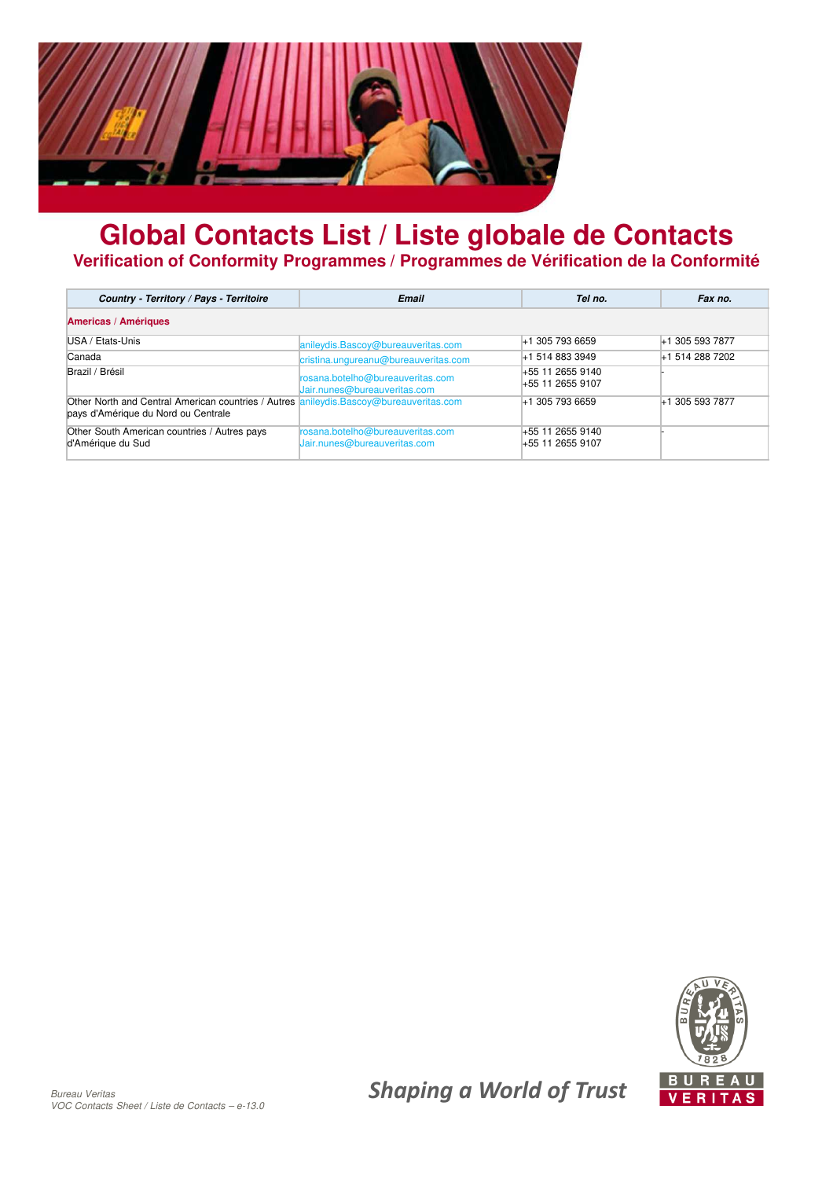# Global Contacts List / Liste globale de Contacts

## Verification of Conformity Programmes / Programmes de Vérification de la Conformité

| Country - Territory / Pays - Territoire | Email | Tel no. | Fax no. |
|---|---|---|---|
| **Americas / Amériques** | | | |
| USA / Etats-Unis | anileydis.Bascoy@bureauveritas.com | +1 305 793 6659 | +1 305 593 7877 |
| Canada | cristina.ungureanu@bureauveritas.com | +1 514 883 3949 | +1 514 288 7202 |
| Brazil / Brésil | rosana.botelho@bureauveritas.com<br>Jair.nunes@bureauveritas.com | +55 11 2655 9140<br>+55 11 2655 9107 | - |
| Other North and Central American countries / Autres pays d'Amérique du Nord ou Centrale | anileydis.Bascoy@bureauveritas.com | +1 305 793 6659 | +1 305 593 7877 |
| Other South American countries / Autres pays d'Amérique du Sud | rosana.botelho@bureauveritas.com<br>Jair.nunes@bureauveritas.com | +55 11 2655 9140<br>+55 11 2655 9107 | - |

Bureau Veritas
VOC Contacts Sheet / Liste de Contacts – e-13.0

Shaping a World of Trust

BUREAU VERITAS 1828